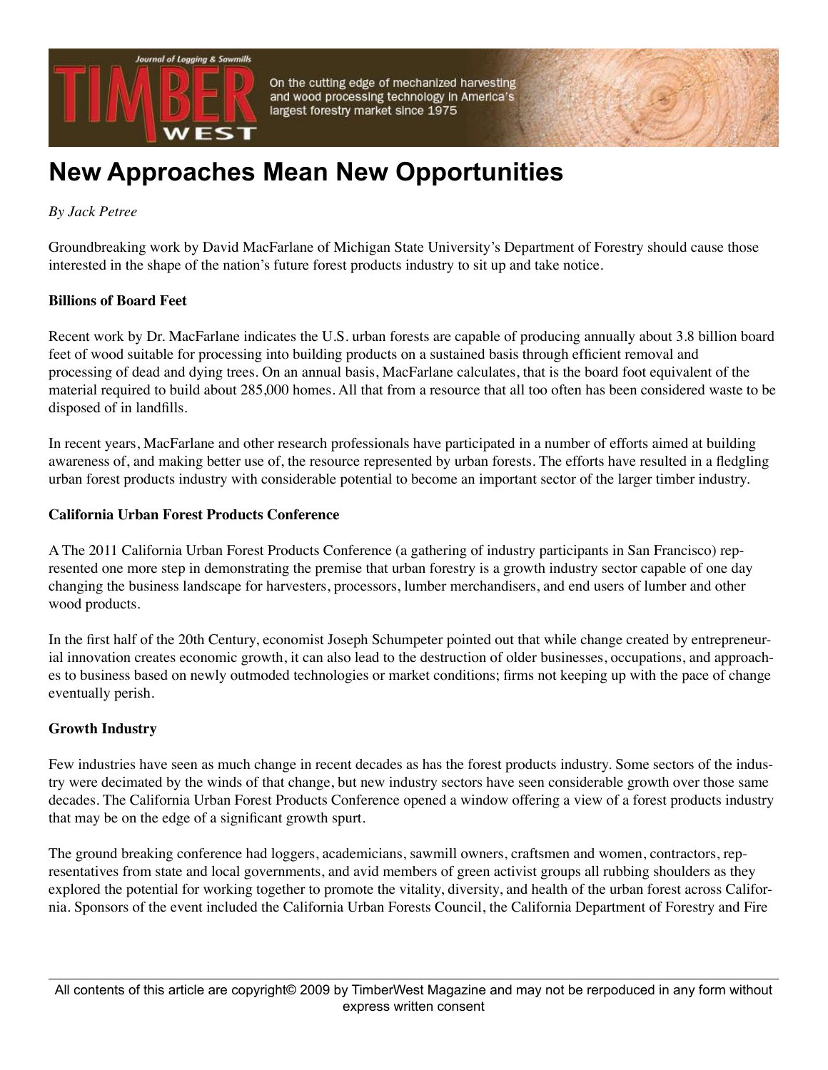# New Approaches Mean New Opportunities

*By Jack Petree*

Groundbreaking work by David MacFarlane of Michigan State University's Department of Forestry should cause those interested in the shape of the nation's future forest products industry to sit up and take notice.

**Billions of Board Feet**

Recent work by Dr. MacFarlane indicates the U.S. urban forests are capable of producing annually about 3.8 billion board feet of wood suitable for processing into building products on a sustained basis through efficient removal and processing of dead and dying trees. On an annual basis, MacFarlane calculates, that is the board foot equivalent of the material required to build about 285,000 homes. All that from a resource that all too often has been considered waste to be disposed of in landfills.

In recent years, MacFarlane and other research professionals have participated in a number of efforts aimed at building awareness of, and making better use of, the resource represented by urban forests. The efforts have resulted in a fledgling urban forest products industry with considerable potential to become an important sector of the larger timber industry.

**California Urban Forest Products Conference**

A The 2011 California Urban Forest Products Conference (a gathering of industry participants in San Francisco) represented one more step in demonstrating the premise that urban forestry is a growth industry sector capable of one day changing the business landscape for harvesters, processors, lumber merchandisers, and end users of lumber and other wood products.

In the first half of the 20th Century, economist Joseph Schumpeter pointed out that while change created by entrepreneurial innovation creates economic growth, it can also lead to the destruction of older businesses, occupations, and approaches to business based on newly outmoded technologies or market conditions; firms not keeping up with the pace of change eventually perish.

**Growth Industry**

Few industries have seen as much change in recent decades as has the forest products industry. Some sectors of the industry were decimated by the winds of that change, but new industry sectors have seen considerable growth over those same decades. The California Urban Forest Products Conference opened a window offering a view of a forest products industry that may be on the edge of a significant growth spurt.

The ground breaking conference had loggers, academicians, sawmill owners, craftsmen and women, contractors, representatives from state and local governments, and avid members of green activist groups all rubbing shoulders as they explored the potential for working together to promote the vitality, diversity, and health of the urban forest across California. Sponsors of the event included the California Urban Forests Council, the California Department of Forestry and Fire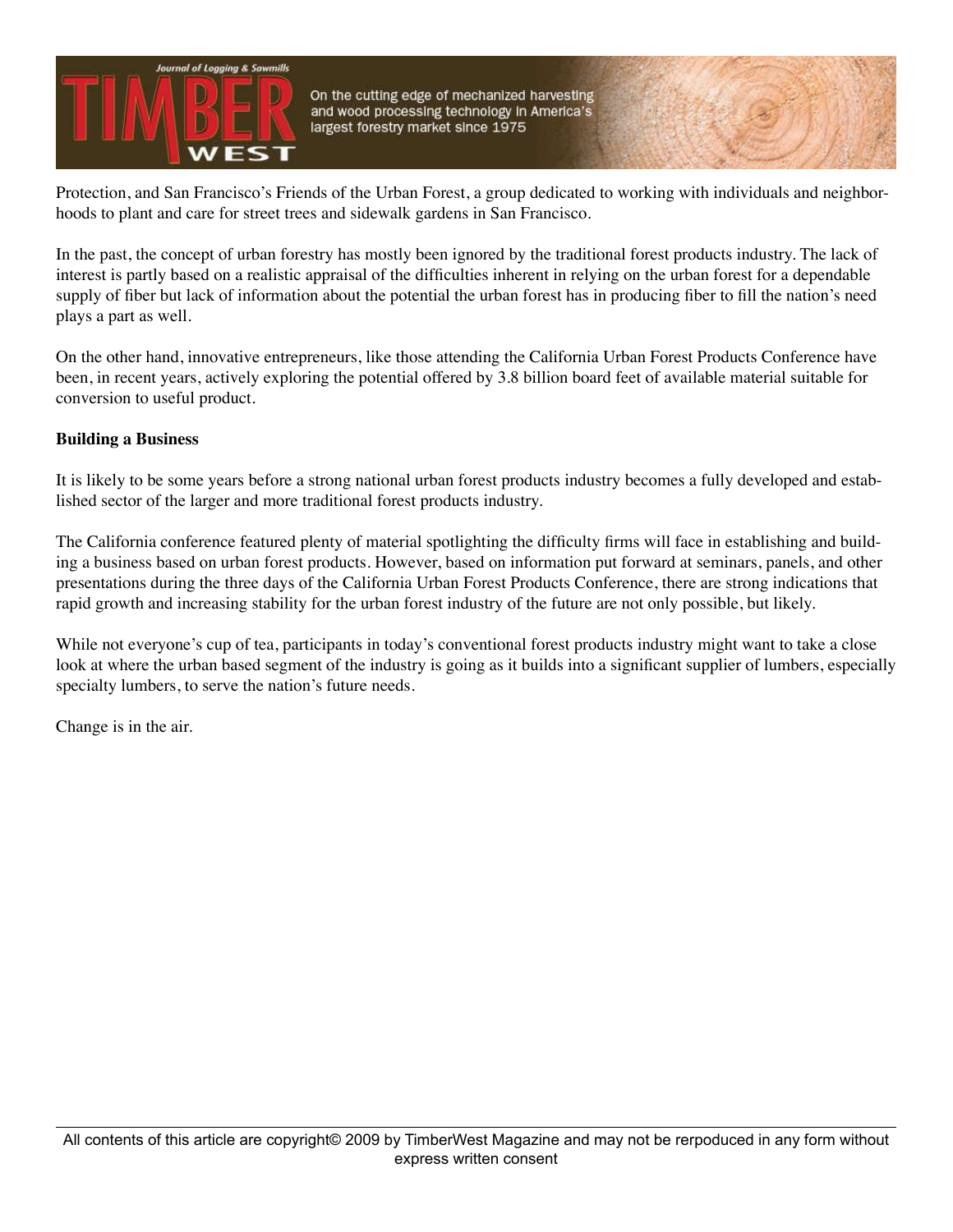Protection, and San Francisco's Friends of the Urban Forest, a group dedicated to working with individuals and neighborhoods to plant and care for street trees and sidewalk gardens in San Francisco.

In the past, the concept of urban forestry has mostly been ignored by the traditional forest products industry. The lack of interest is partly based on a realistic appraisal of the difficulties inherent in relying on the urban forest for a dependable supply of fiber but lack of information about the potential the urban forest has in producing fiber to fill the nation's need plays a part as well.

On the other hand, innovative entrepreneurs, like those attending the California Urban Forest Products Conference have been, in recent years, actively exploring the potential offered by 3.8 billion board feet of available material suitable for conversion to useful product.

**Building a Business**

It is likely to be some years before a strong national urban forest products industry becomes a fully developed and established sector of the larger and more traditional forest products industry.

The California conference featured plenty of material spotlighting the difficulty firms will face in establishing and building a business based on urban forest products. However, based on information put forward at seminars, panels, and other presentations during the three days of the California Urban Forest Products Conference, there are strong indications that rapid growth and increasing stability for the urban forest industry of the future are not only possible, but likely.

While not everyone's cup of tea, participants in today's conventional forest products industry might want to take a close look at where the urban based segment of the industry is going as it builds into a significant supplier of lumbers, especially specialty lumbers, to serve the nation's future needs.

Change is in the air.